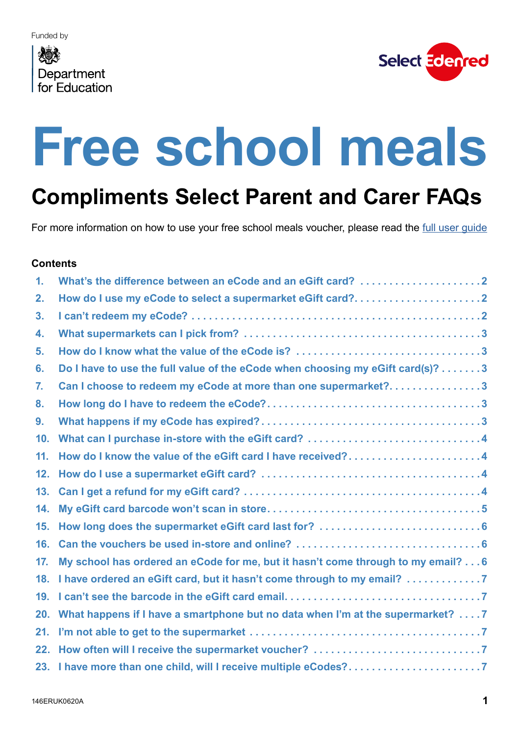Funded by

Department for Education

Select Edenred

# Free school meals

## Compliments Select Parent and Carer FAQs

For more information on how to use your free school meals voucher, please read the full user guide

**Contents**

1. What's the difference between an eCode and an eGift card? ..... 2
2. How do I use my eCode to select a supermarket eGift card? ..... 2
3. I can't redeem my eCode? ..... 2
4. What supermarkets can I pick from? ..... 3
5. How do I know what the value of the eCode is? ..... 3
6. Do I have to use the full value of the eCode when choosing my eGift card(s)? ..... 3
7. Can I choose to redeem my eCode at more than one supermarket? ..... 3
8. How long do I have to redeem the eCode? ..... 3
9. What happens if my eCode has expired? ..... 3
10. What can I purchase in-store with the eGift card? ..... 4
11. How do I know the value of the eGift card I have received? ..... 4
12. How do I use a supermarket eGift card? ..... 4
13. Can I get a refund for my eGift card? ..... 4
14. My eGift card barcode won't scan in store ..... 5
15. How long does the supermarket eGift card last for? ..... 6
16. Can the vouchers be used in-store and online? ..... 6
17. My school has ordered an eCode for me, but it hasn't come through to my email? ..... 6
18. I have ordered an eGift card, but it hasn't come through to my email? ..... 7
19. I can't see the barcode in the eGift card email ..... 7
20. What happens if I have a smartphone but no data when I'm at the supermarket? ..... 7
21. I'm not able to get to the supermarket ..... 7
22. How often will I receive the supermarket voucher? ..... 7
23. I have more than one child, will I receive multiple eCodes? ..... 7

146ERUK0620A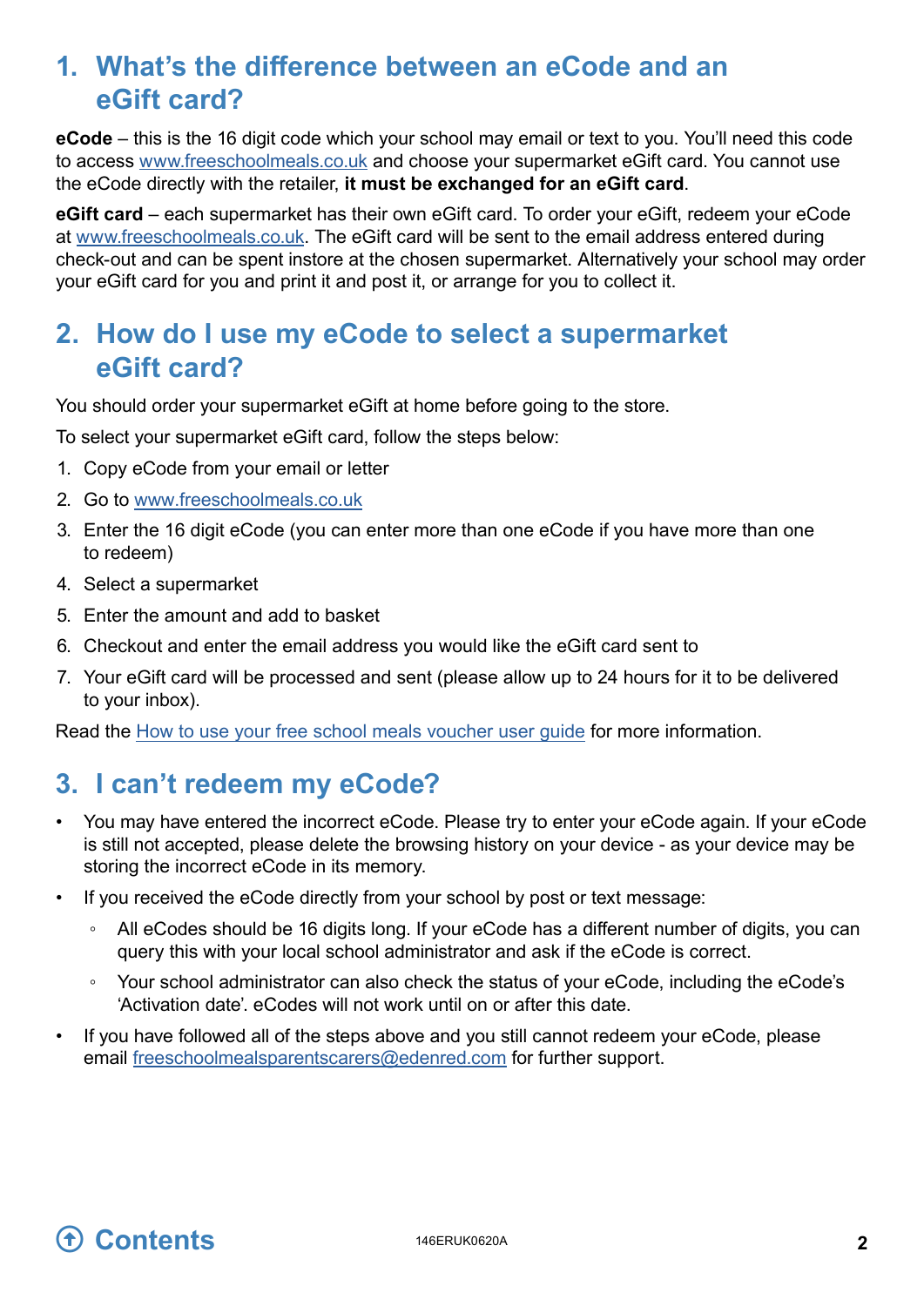## 1. What's the difference between an eCode and an eGift card?

**eCode** – this is the 16 digit code which your school may email or text to you. You'll need this code to access www.freeschoolmeals.co.uk and choose your supermarket eGift card. You cannot use the eCode directly with the retailer, **it must be exchanged for an eGift card**.

**eGift card** – each supermarket has their own eGift card. To order your eGift, redeem your eCode at www.freeschoolmeals.co.uk. The eGift card will be sent to the email address entered during check-out and can be spent instore at the chosen supermarket. Alternatively your school may order your eGift card for you and print it and post it, or arrange for you to collect it.

## 2. How do I use my eCode to select a supermarket eGift card?

You should order your supermarket eGift at home before going to the store.

To select your supermarket eGift card, follow the steps below:

1. Copy eCode from your email or letter
2. Go to www.freeschoolmeals.co.uk
3. Enter the 16 digit eCode (you can enter more than one eCode if you have more than one to redeem)
4. Select a supermarket
5. Enter the amount and add to basket
6. Checkout and enter the email address you would like the eGift card sent to
7. Your eGift card will be processed and sent (please allow up to 24 hours for it to be delivered to your inbox).

Read the How to use your free school meals voucher user guide for more information.

## 3. I can't redeem my eCode?

- You may have entered the incorrect eCode. Please try to enter your eCode again. If your eCode is still not accepted, please delete the browsing history on your device - as your device may be storing the incorrect eCode in its memory.
- If you received the eCode directly from your school by post or text message:
  - All eCodes should be 16 digits long. If your eCode has a different number of digits, you can query this with your local school administrator and ask if the eCode is correct.
  - Your school administrator can also check the status of your eCode, including the eCode's 'Activation date'. eCodes will not work until on or after this date.
- If you have followed all of the steps above and you still cannot redeem your eCode, please email freeschoolmealsparentscarers@edenred.com for further support.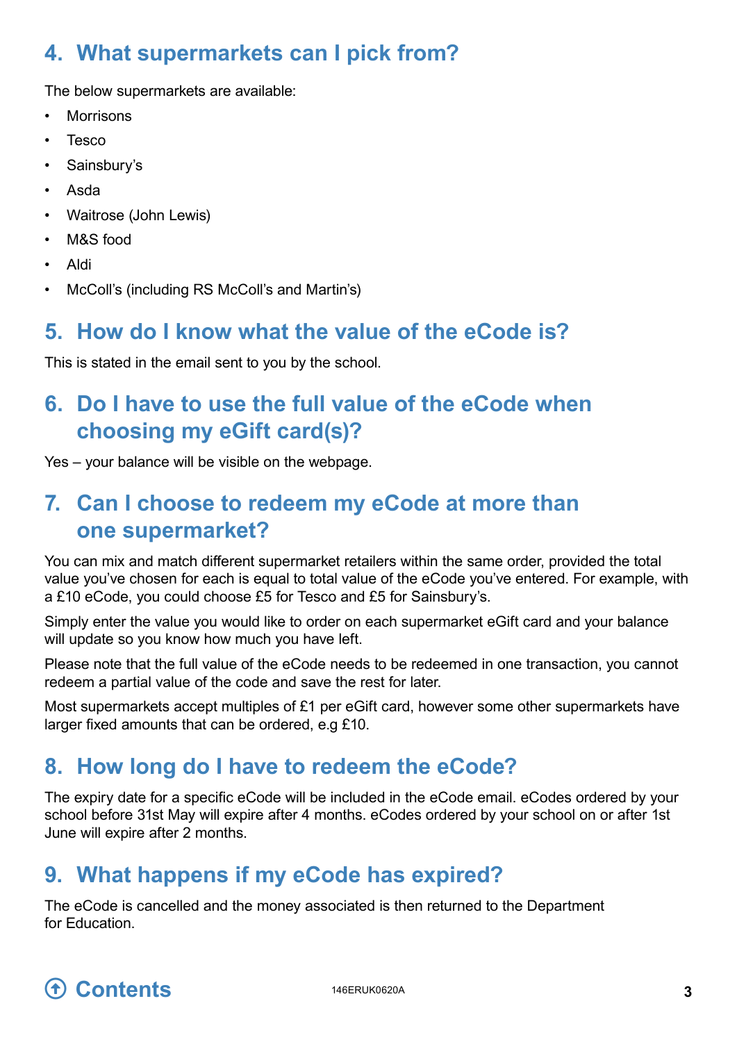## 4. What supermarkets can I pick from?

The below supermarkets are available:

- Morrisons
- Tesco
- Sainsbury's
- Asda
- Waitrose (John Lewis)
- M&S food
- Aldi
- McColl's (including RS McColl's and Martin's)

## 5. How do I know what the value of the eCode is?

This is stated in the email sent to you by the school.

## 6. Do I have to use the full value of the eCode when choosing my eGift card(s)?

Yes – your balance will be visible on the webpage.

## 7. Can I choose to redeem my eCode at more than one supermarket?

You can mix and match different supermarket retailers within the same order, provided the total value you've chosen for each is equal to total value of the eCode you've entered. For example, with a £10 eCode, you could choose £5 for Tesco and £5 for Sainsbury's.

Simply enter the value you would like to order on each supermarket eGift card and your balance will update so you know how much you have left.

Please note that the full value of the eCode needs to be redeemed in one transaction, you cannot redeem a partial value of the code and save the rest for later.

Most supermarkets accept multiples of £1 per eGift card, however some other supermarkets have larger fixed amounts that can be ordered, e.g £10.

## 8. How long do I have to redeem the eCode?

The expiry date for a specific eCode will be included in the eCode email. eCodes ordered by your school before 31st May will expire after 4 months. eCodes ordered by your school on or after 1st June will expire after 2 months.

## 9. What happens if my eCode has expired?

The eCode is cancelled and the money associated is then returned to the Department for Education.

Contents

146ERUK0620A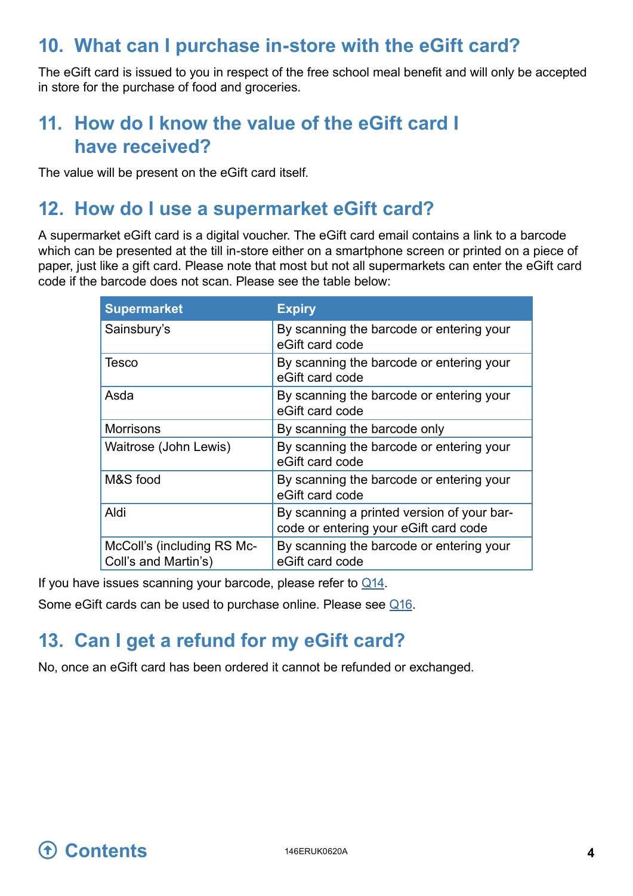## 10. What can I purchase in-store with the eGift card?

The eGift card is issued to you in respect of the free school meal benefit and will only be accepted in store for the purchase of food and groceries.

## 11. How do I know the value of the eGift card I have received?

The value will be present on the eGift card itself.

## 12. How do I use a supermarket eGift card?

A supermarket eGift card is a digital voucher. The eGift card email contains a link to a barcode which can be presented at the till in-store either on a smartphone screen or printed on a piece of paper, just like a gift card. Please note that most but not all supermarkets can enter the eGift card code if the barcode does not scan. Please see the table below:

| Supermarket | Expiry |
|---|---|
| Sainsbury's | By scanning the barcode or entering your eGift card code |
| Tesco | By scanning the barcode or entering your eGift card code |
| Asda | By scanning the barcode or entering your eGift card code |
| Morrisons | By scanning the barcode only |
| Waitrose (John Lewis) | By scanning the barcode or entering your eGift card code |
| M&S food | By scanning the barcode or entering your eGift card code |
| Aldi | By scanning a printed version of your barcode or entering your eGift card code |
| McColl's (including RS McColl's and Martin's) | By scanning the barcode or entering your eGift card code |

If you have issues scanning your barcode, please refer to Q14.

Some eGift cards can be used to purchase online. Please see Q16.

## 13. Can I get a refund for my eGift card?

No, once an eGift card has been ordered it cannot be refunded or exchanged.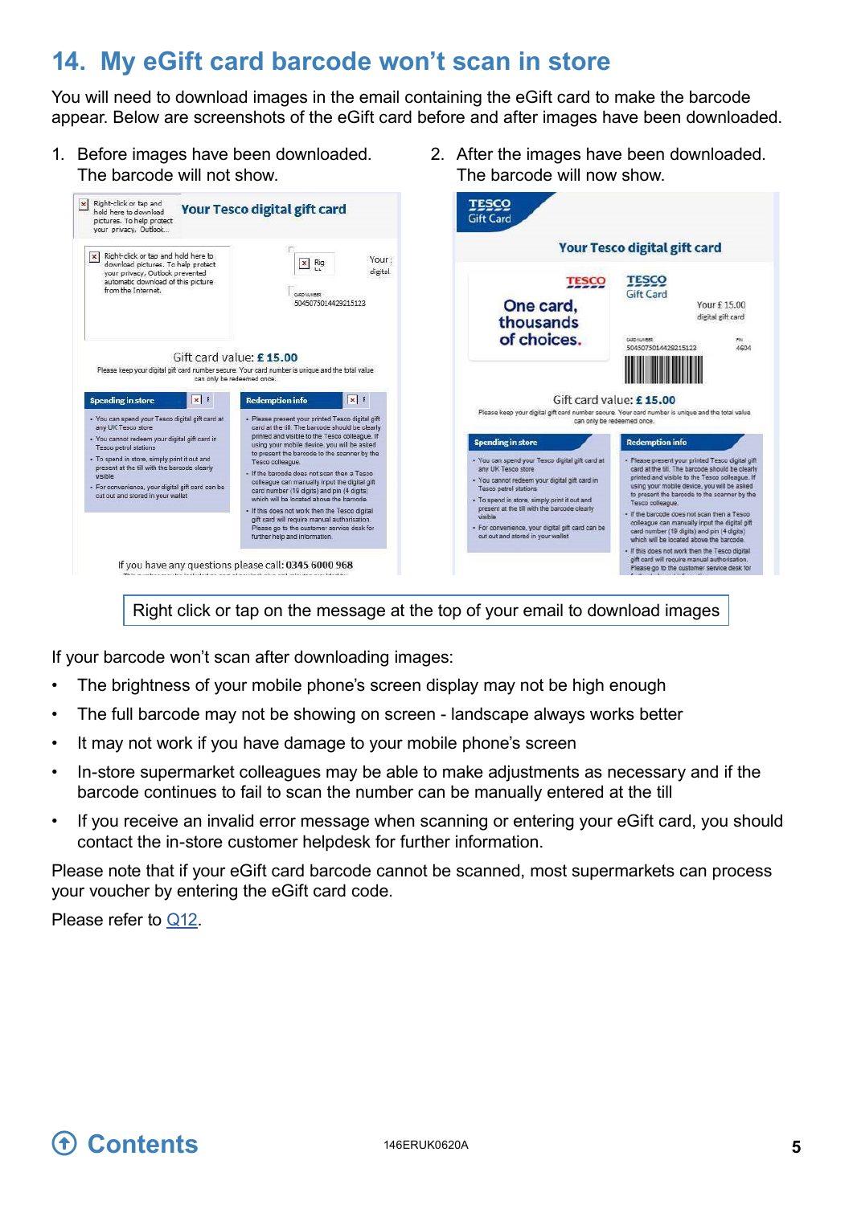## 14. My eGift card barcode won't scan in store

You will need to download images in the email containing the eGift card to make the barcode appear. Below are screenshots of the eGift card before and after images have been downloaded.

1. Before images have been downloaded. The barcode will not show.
2. After the images have been downloaded. The barcode will now show.

Right click or tap on the message at the top of your email to download images

If your barcode won't scan after downloading images:

- The brightness of your mobile phone's screen display may not be high enough
- The full barcode may not be showing on screen - landscape always works better
- It may not work if you have damage to your mobile phone's screen
- In-store supermarket colleagues may be able to make adjustments as necessary and if the barcode continues to fail to scan the number can be manually entered at the till
- If you receive an invalid error message when scanning or entering your eGift card, you should contact the in-store customer helpdesk for further information.

Please note that if your eGift card barcode cannot be scanned, most supermarkets can process your voucher by entering the eGift card code.

Please refer to Q12.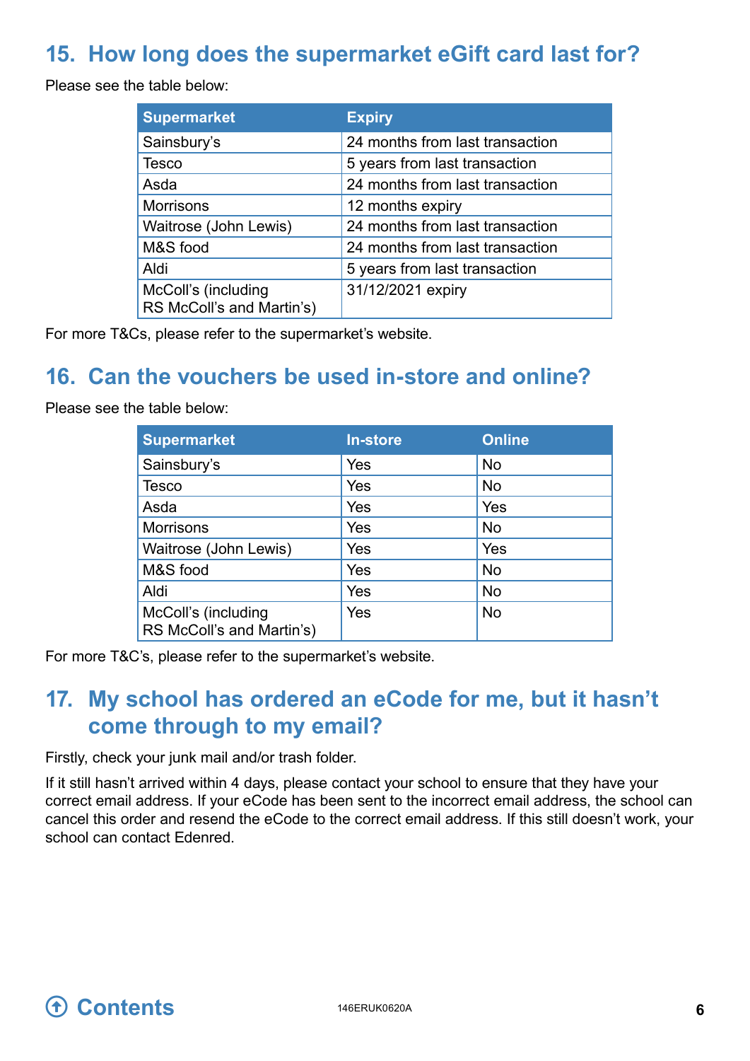## 15. How long does the supermarket eGift card last for?

Please see the table below:

| Supermarket | Expiry |
|---|---|
| Sainsbury's | 24 months from last transaction |
| Tesco | 5 years from last transaction |
| Asda | 24 months from last transaction |
| Morrisons | 12 months expiry |
| Waitrose (John Lewis) | 24 months from last transaction |
| M&S food | 24 months from last transaction |
| Aldi | 5 years from last transaction |
| McColl's (including RS McColl's and Martin's) | 31/12/2021 expiry |

For more T&Cs, please refer to the supermarket's website.

## 16. Can the vouchers be used in-store and online?

Please see the table below:

| Supermarket | In-store | Online |
|---|---|---|
| Sainsbury's | Yes | No |
| Tesco | Yes | No |
| Asda | Yes | Yes |
| Morrisons | Yes | No |
| Waitrose (John Lewis) | Yes | Yes |
| M&S food | Yes | No |
| Aldi | Yes | No |
| McColl's (including RS McColl's and Martin's) | Yes | No |

For more T&C's, please refer to the supermarket's website.

## 17. My school has ordered an eCode for me, but it hasn't come through to my email?

Firstly, check your junk mail and/or trash folder.

If it still hasn't arrived within 4 days, please contact your school to ensure that they have your correct email address. If your eCode has been sent to the incorrect email address, the school can cancel this order and resend the eCode to the correct email address. If this still doesn't work, your school can contact Edenred.

Contents

146ERUK0620A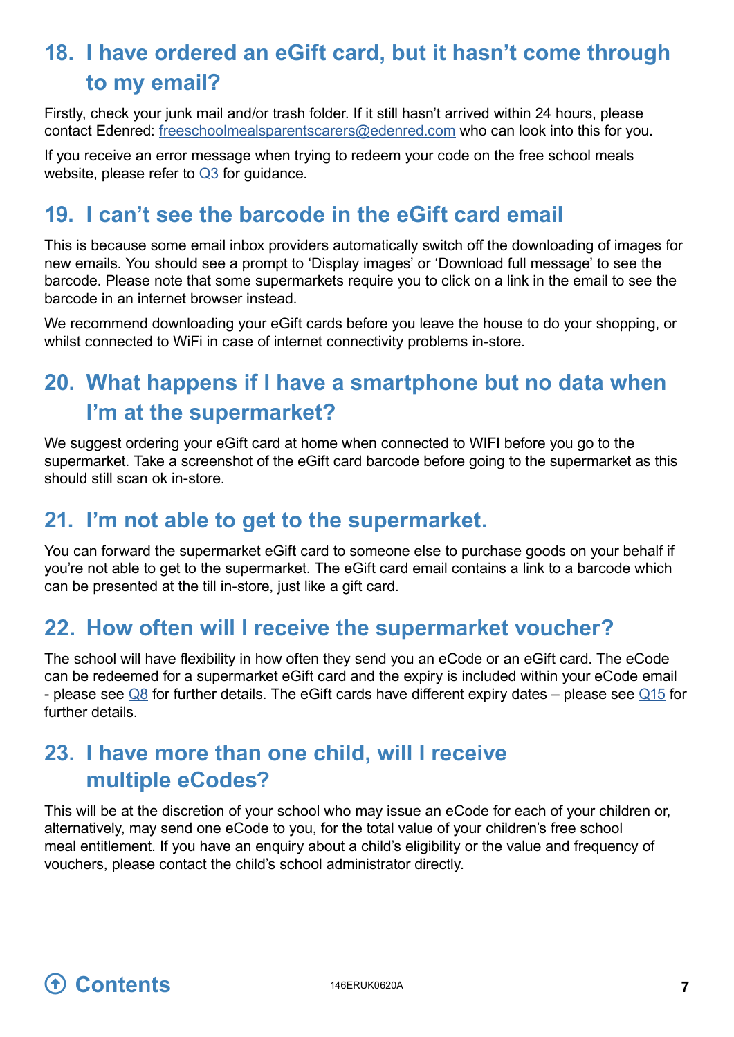## 18. I have ordered an eGift card, but it hasn't come through to my email?

Firstly, check your junk mail and/or trash folder. If it still hasn't arrived within 24 hours, please contact Edenred: freeschoolmealsparentscarers@edenred.com who can look into this for you.

If you receive an error message when trying to redeem your code on the free school meals website, please refer to Q3 for guidance.

## 19. I can't see the barcode in the eGift card email

This is because some email inbox providers automatically switch off the downloading of images for new emails. You should see a prompt to 'Display images' or 'Download full message' to see the barcode. Please note that some supermarkets require you to click on a link in the email to see the barcode in an internet browser instead.

We recommend downloading your eGift cards before you leave the house to do your shopping, or whilst connected to WiFi in case of internet connectivity problems in-store.

## 20. What happens if I have a smartphone but no data when I'm at the supermarket?

We suggest ordering your eGift card at home when connected to WIFI before you go to the supermarket. Take a screenshot of the eGift card barcode before going to the supermarket as this should still scan ok in-store.

## 21. I'm not able to get to the supermarket.

You can forward the supermarket eGift card to someone else to purchase goods on your behalf if you're not able to get to the supermarket. The eGift card email contains a link to a barcode which can be presented at the till in-store, just like a gift card.

## 22. How often will I receive the supermarket voucher?

The school will have flexibility in how often they send you an eCode or an eGift card. The eCode can be redeemed for a supermarket eGift card and the expiry is included within your eCode email - please see Q8 for further details. The eGift cards have different expiry dates – please see Q15 for further details.

## 23. I have more than one child, will I receive multiple eCodes?

This will be at the discretion of your school who may issue an eCode for each of your children or, alternatively, may send one eCode to you, for the total value of your children's free school meal entitlement. If you have an enquiry about a child's eligibility or the value and frequency of vouchers, please contact the child's school administrator directly.

Contents

146ERUK0620A